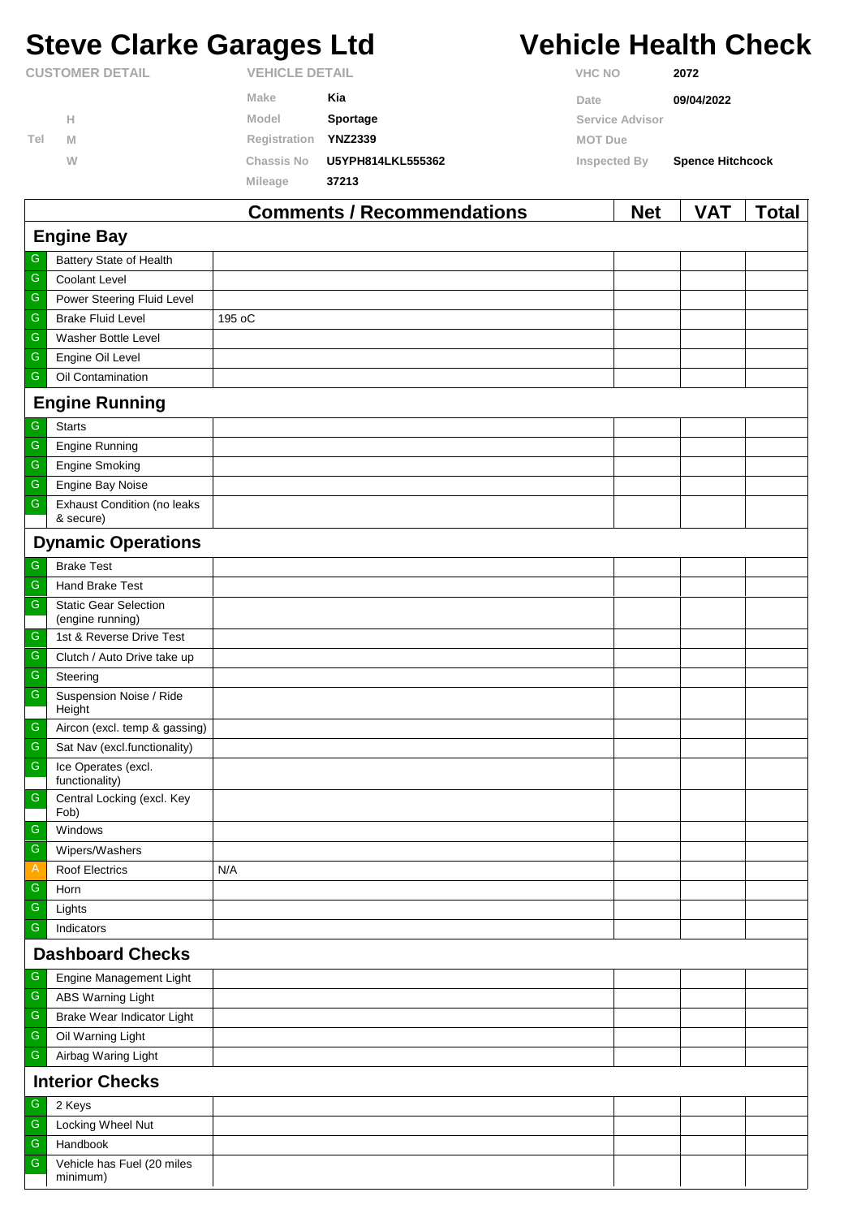# Steve Clarke Garages Ltd

# Vehicle Health Check

**CUSTOMER DETAIL**

| | | |
|---|---|---|
| Tel | H | |
| | M | |
| | W | |

**VEHICLE DETAIL**

| | |
|---|---|
| Make | **Kia** |
| Model | **Sportage** |
| Registration | **YNZ2339** |
| Chassis No | **U5YPH814LKL555362** |
| Mileage | **37213** |

| | |
|---|---|
| VHC NO | **2072** |
| Date | **09/04/2022** |
| Service Advisor | |
| MOT Due | |
| Inspected By | **Spence Hitchcock** |

| | | Comments / Recommendations | Net | VAT | Total |
|---|---|---|---|---|---|
| **Engine Bay** | | | | | |
| G | Battery State of Health | | | | |
| G | Coolant Level | | | | |
| G | Power Steering Fluid Level | | | | |
| G | Brake Fluid Level | 195 oC | | | |
| G | Washer Bottle Level | | | | |
| G | Engine Oil Level | | | | |
| G | Oil Contamination | | | | |
| **Engine Running** | | | | | |
| G | Starts | | | | |
| G | Engine Running | | | | |
| G | Engine Smoking | | | | |
| G | Engine Bay Noise | | | | |
| G | Exhaust Condition (no leaks & secure) | | | | |
| **Dynamic Operations** | | | | | |
| G | Brake Test | | | | |
| G | Hand Brake Test | | | | |
| G | Static Gear Selection (engine running) | | | | |
| G | 1st & Reverse Drive Test | | | | |
| G | Clutch / Auto Drive take up | | | | |
| G | Steering | | | | |
| G | Suspension Noise / Ride Height | | | | |
| G | Aircon (excl. temp & gassing) | | | | |
| G | Sat Nav (excl.functionality) | | | | |
| G | Ice Operates (excl. functionality) | | | | |
| G | Central Locking (excl. Key Fob) | | | | |
| G | Windows | | | | |
| G | Wipers/Washers | | | | |
| A | Roof Electrics | N/A | | | |
| G | Horn | | | | |
| G | Lights | | | | |
| G | Indicators | | | | |
| **Dashboard Checks** | | | | | |
| G | Engine Management Light | | | | |
| G | ABS Warning Light | | | | |
| G | Brake Wear Indicator Light | | | | |
| G | Oil Warning Light | | | | |
| G | Airbag Waring Light | | | | |
| **Interior Checks** | | | | | |
| G | 2 Keys | | | | |
| G | Locking Wheel Nut | | | | |
| G | Handbook | | | | |
| G | Vehicle has Fuel (20 miles minimum) | | | | |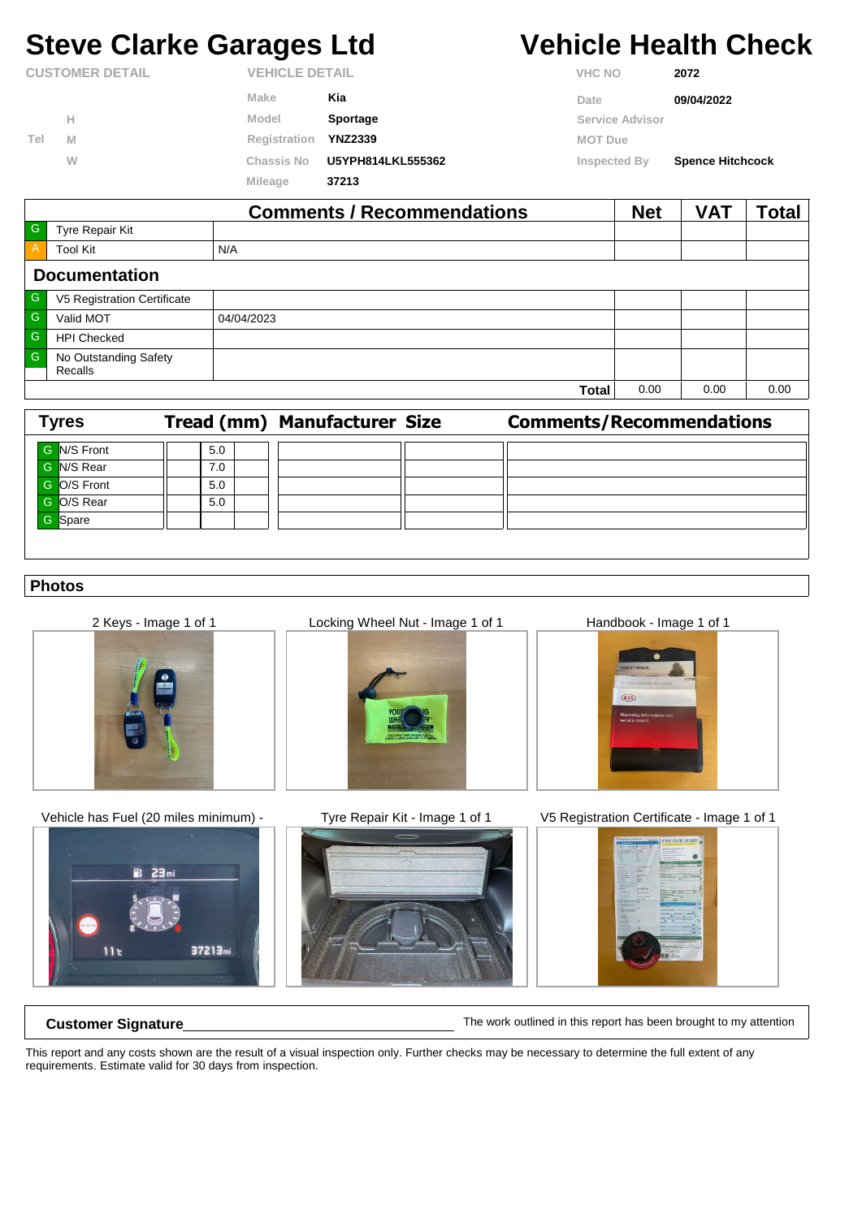# Steve Clarke Garages Ltd

# Vehicle Health Check

| CUSTOMER DETAIL | | VEHICLE DETAIL | | | |
|---|---|---|---|---|---|
| | | | | VHC NO | 2072 |
| | | Make | Kia | Date | 09/04/2022 |
| | H | Model | Sportage | Service Advisor | |
| Tel | M | Registration | YNZ2339 | MOT Due | |
| | W | Chassis No | U5YPH814LKL555362 | Inspected By | Spence Hitchcock |
| | | Mileage | 37213 | | |

| | | Comments / Recommendations | Net | VAT | Total |
|---|---|---|---|---|---|
| G | Tyre Repair Kit | | | | |
| A | Tool Kit | N/A | | | |
| **Documentation** | | | | | |
| G | V5 Registration Certificate | | | | |
| G | Valid MOT | 04/04/2023 | | | |
| G | HPI Checked | | | | |
| G | No Outstanding Safety Recalls | | | | |
| | | **Total** | 0.00 | 0.00 | 0.00 |

| Tyres | | Tread (mm) | | | Manufacturer | Size | Comments/Recommendations |
|---|---|---|---|---|---|---|---|
| G | N/S Front | | 5.0 | | | | |
| G | N/S Rear | | 7.0 | | | | |
| G | O/S Front | | 5.0 | | | | |
| G | O/S Rear | | 5.0 | | | | |
| G | Spare | | | | | | |

## Photos

2 Keys - Image 1 of 1

Locking Wheel Nut - Image 1 of 1

Handbook - Image 1 of 1

Vehicle has Fuel (20 miles minimum) -

Tyre Repair Kit - Image 1 of 1

V5 Registration Certificate - Image 1 of 1

**Customer Signature**\_\_\_\_\_\_\_\_\_\_\_\_\_\_\_\_\_\_\_\_ The work outlined in this report has been brought to my attention

This report and any costs shown are the result of a visual inspection only. Further checks may be necessary to determine the full extent of any requirements. Estimate valid for 30 days from inspection.